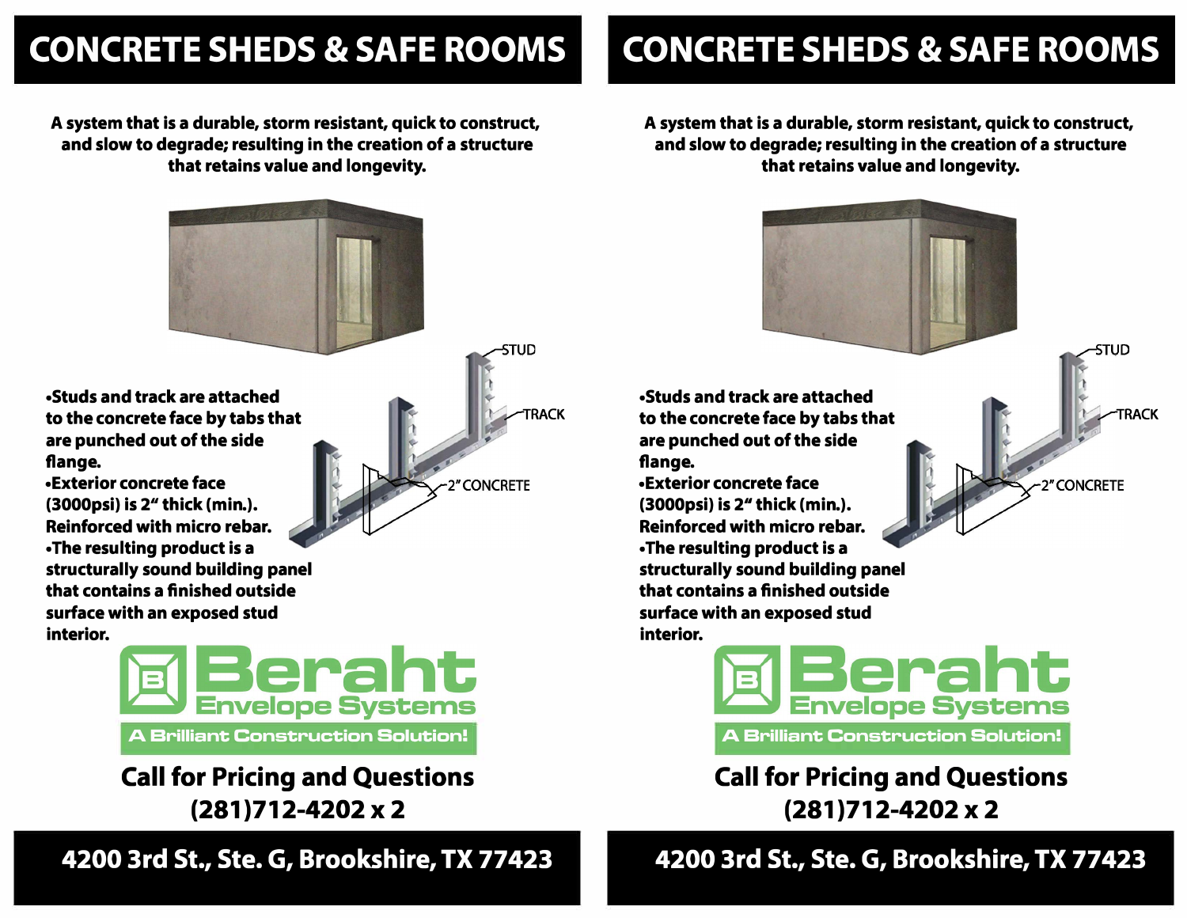# CONCRETE SHEDS & SAFE ROOMS

**A system that is a durable, storm resistant, quick to construct, and slow to degrade; resulting in the creation of a structure that retains value and longevity.**

STUD

TRACK

2" CONCRETE

- **Studs and track are attached to the concrete face by tabs that are punched out of the side flange.**
- **Exterior concrete face (3000psi) is 2" thick (min.). Reinforced with micro rebar.**
- **The resulting product is a structurally sound building panel that contains a finished outside surface with an exposed stud interior.**

**Beraht**
**Envelope Systems**
**A Brilliant Construction Solution!**

**Call for Pricing and Questions**
**(281)712-4202 x 2**

**4200 3rd St., Ste. G, Brookshire, TX 77423**

# CONCRETE SHEDS & SAFE ROOMS

**A system that is a durable, storm resistant, quick to construct, and slow to degrade; resulting in the creation of a structure that retains value and longevity.**

STUD

TRACK

2" CONCRETE

- **Studs and track are attached to the concrete face by tabs that are punched out of the side flange.**
- **Exterior concrete face (3000psi) is 2" thick (min.). Reinforced with micro rebar.**
- **The resulting product is a structurally sound building panel that contains a finished outside surface with an exposed stud interior.**

**Beraht**
**Envelope Systems**
**A Brilliant Construction Solution!**

**Call for Pricing and Questions**
**(281)712-4202 x 2**

**4200 3rd St., Ste. G, Brookshire, TX 77423**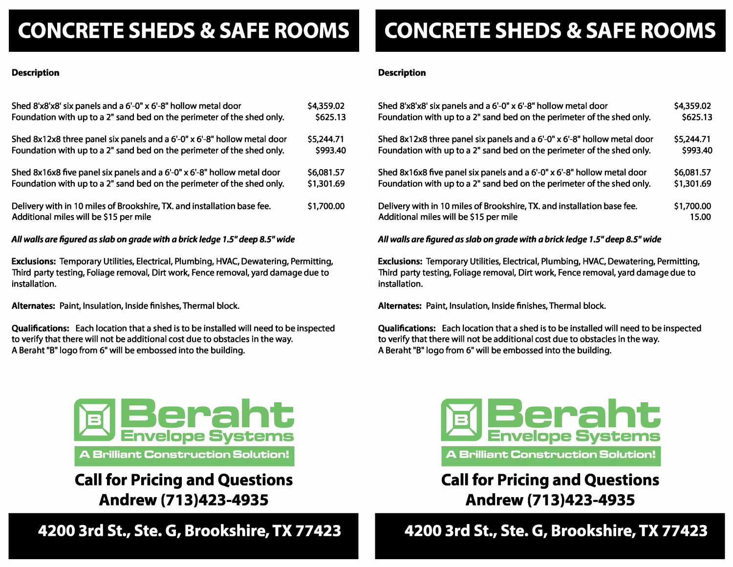# CONCRETE SHEDS & SAFE ROOMS

**Description**

| | |
|---|---|
| Shed 8'x8'x8' six panels and a 6'-0" x 6'-8" hollow metal door | $4,359.02 |
| Foundation with up to a 2" sand bed on the perimeter of the shed only. | $625.13 |
| Shed 8x12x8 three panel six panels and a 6'-0" x 6'-8" hollow metal door | $5,244.71 |
| Foundation with up to a 2" sand bed on the perimeter of the shed only. | $993.40 |
| Shed 8x16x8 five panel six panels and a 6'-0" x 6'-8" hollow metal door | $6,081.57 |
| Foundation with up to a 2" sand bed on the perimeter of the shed only. | $1,301.69 |
| Delivery with in 10 miles of Brookshire, TX. and installation base fee. | $1,700.00 |
| Additional miles will be $15 per mile | |

***All walls are figured as slab on grade with a brick ledge 1.5" deep 8.5" wide***

**Exclusions:** Temporary Utilities, Electrical, Plumbing, HVAC, Dewatering, Permitting, Third party testing, Foliage removal, Dirt work, Fence removal, yard damage due to installation.

**Alternates:** Paint, Insulation, Inside finishes, Thermal block.

**Qualifications:** Each location that a shed is to be installed will need to be inspected to verify that there will not be additional cost due to obstacles in the way.
A Beraht "B" logo from 6" will be embossed into the building.

Beraht
Envelope Systems
A Brilliant Construction Solution!

**Call for Pricing and Questions**
**Andrew (713)423-4935**

**4200 3rd St., Ste. G, Brookshire, TX 77423**

# CONCRETE SHEDS & SAFE ROOMS

**Description**

| | |
|---|---|
| Shed 8'x8'x8' six panels and a 6'-0" x 6'-8" hollow metal door | $4,359.02 |
| Foundation with up to a 2" sand bed on the perimeter of the shed only. | $625.13 |
| Shed 8x12x8 three panel six panels and a 6'-0" x 6'-8" hollow metal door | $5,244.71 |
| Foundation with up to a 2" sand bed on the perimeter of the shed only. | $993.40 |
| Shed 8x16x8 five panel six panels and a 6'-0" x 6'-8" hollow metal door | $6,081.57 |
| Foundation with up to a 2" sand bed on the perimeter of the shed only. | $1,301.69 |
| Delivery with in 10 miles of Brookshire, TX. and installation base fee. | $1,700.00 |
| Additional miles will be $15 per mile | 15.00 |

***All walls are figured as slab on grade with a brick ledge 1.5" deep 8.5" wide***

**Exclusions:** Temporary Utilities, Electrical, Plumbing, HVAC, Dewatering, Permitting, Third party testing, Foliage removal, Dirt work, Fence removal, yard damage due to installation.

**Alternates:** Paint, Insulation, Inside finishes, Thermal block.

**Qualifications:** Each location that a shed is to be installed will need to be inspected to verify that there will not be additional cost due to obstacles in the way.
A Beraht "B" logo from 6" will be embossed into the building.

Beraht
Envelope Systems
A Brilliant Construction Solution!

**Call for Pricing and Questions**
**Andrew (713)423-4935**

**4200 3rd St., Ste. G, Brookshire, TX 77423**